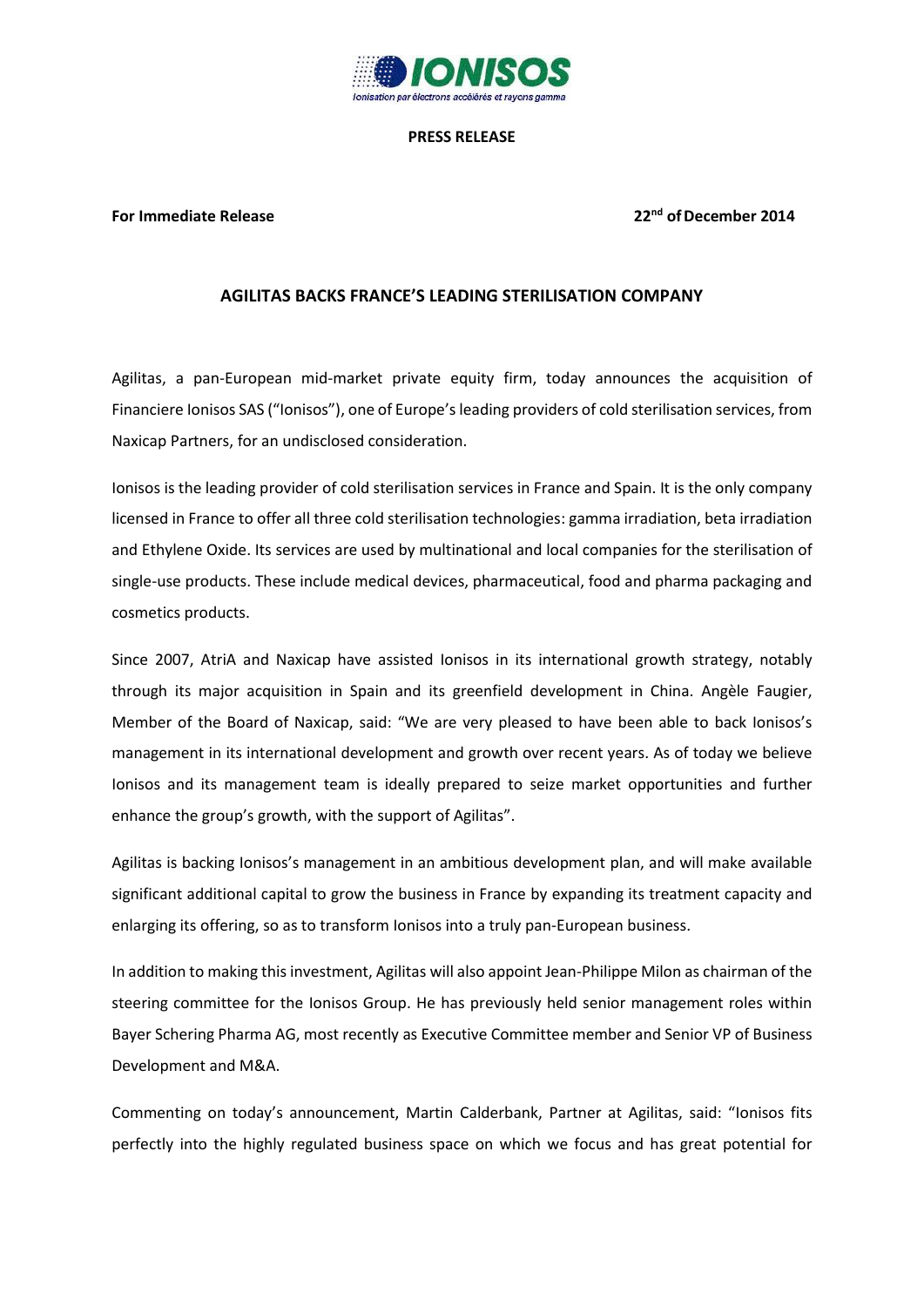IONISOS

Ionisation par électrons accélérés et rayons gamma

**PRESS RELEASE**

**For Immediate Release** **22nd of December 2014**

## AGILITAS BACKS FRANCE'S LEADING STERILISATION COMPANY

Agilitas, a pan-European mid-market private equity firm, today announces the acquisition of Financiere Ionisos SAS ("Ionisos"), one of Europe's leading providers of cold sterilisation services, from Naxicap Partners, for an undisclosed consideration.

Ionisos is the leading provider of cold sterilisation services in France and Spain. It is the only company licensed in France to offer all three cold sterilisation technologies: gamma irradiation, beta irradiation and Ethylene Oxide. Its services are used by multinational and local companies for the sterilisation of single-use products. These include medical devices, pharmaceutical, food and pharma packaging and cosmetics products.

Since 2007, AtriA and Naxicap have assisted Ionisos in its international growth strategy, notably through its major acquisition in Spain and its greenfield development in China. Angèle Faugier, Member of the Board of Naxicap, said: "We are very pleased to have been able to back Ionisos's management in its international development and growth over recent years. As of today we believe Ionisos and its management team is ideally prepared to seize market opportunities and further enhance the group's growth, with the support of Agilitas".

Agilitas is backing Ionisos's management in an ambitious development plan, and will make available significant additional capital to grow the business in France by expanding its treatment capacity and enlarging its offering, so as to transform Ionisos into a truly pan-European business.

In addition to making this investment, Agilitas will also appoint Jean-Philippe Milon as chairman of the steering committee for the Ionisos Group. He has previously held senior management roles within Bayer Schering Pharma AG, most recently as Executive Committee member and Senior VP of Business Development and M&A.

Commenting on today's announcement, Martin Calderbank, Partner at Agilitas, said: "Ionisos fits perfectly into the highly regulated business space on which we focus and has great potential for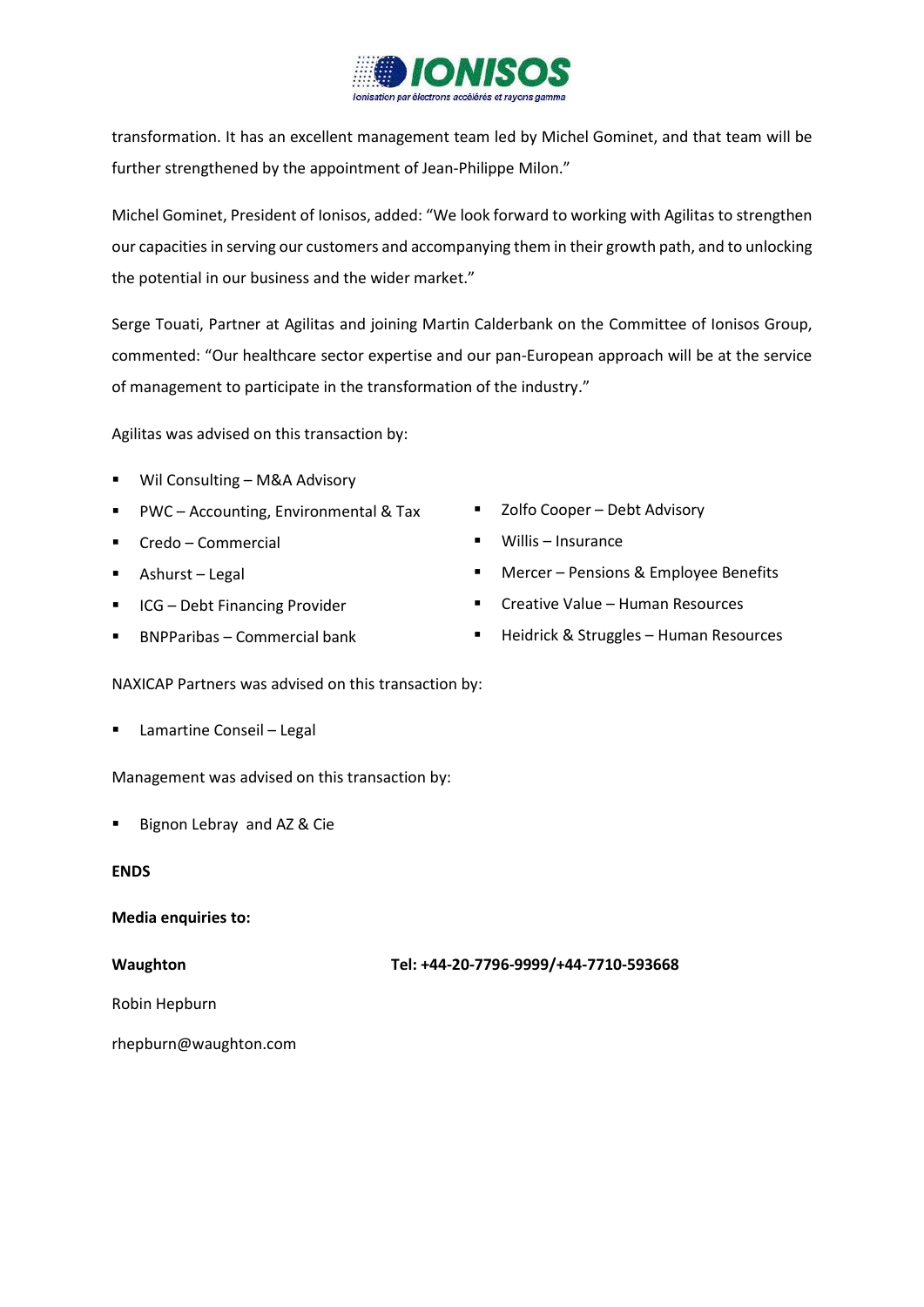transformation. It has an excellent management team led by Michel Gominet, and that team will be further strengthened by the appointment of Jean-Philippe Milon."

Michel Gominet, President of Ionisos, added: "We look forward to working with Agilitas to strengthen our capacities in serving our customers and accompanying them in their growth path, and to unlocking the potential in our business and the wider market."

Serge Touati, Partner at Agilitas and joining Martin Calderbank on the Committee of Ionisos Group, commented: "Our healthcare sector expertise and our pan-European approach will be at the service of management to participate in the transformation of the industry."

Agilitas was advised on this transaction by:

- Wil Consulting – M&A Advisory
- PWC – Accounting, Environmental & Tax
- Credo – Commercial
- Ashurst – Legal
- ICG – Debt Financing Provider
- BNPParibas – Commercial bank
- Zolfo Cooper – Debt Advisory
- Willis – Insurance
- Mercer – Pensions & Employee Benefits
- Creative Value – Human Resources
- Heidrick & Struggles – Human Resources

NAXICAP Partners was advised on this transaction by:

- Lamartine Conseil – Legal

Management was advised on this transaction by:

- Bignon Lebray and AZ & Cie

**ENDS**

**Media enquiries to:**

**Waughton** **Tel: +44-20-7796-9999/+44-7710-593668**

Robin Hepburn

rhepburn@waughton.com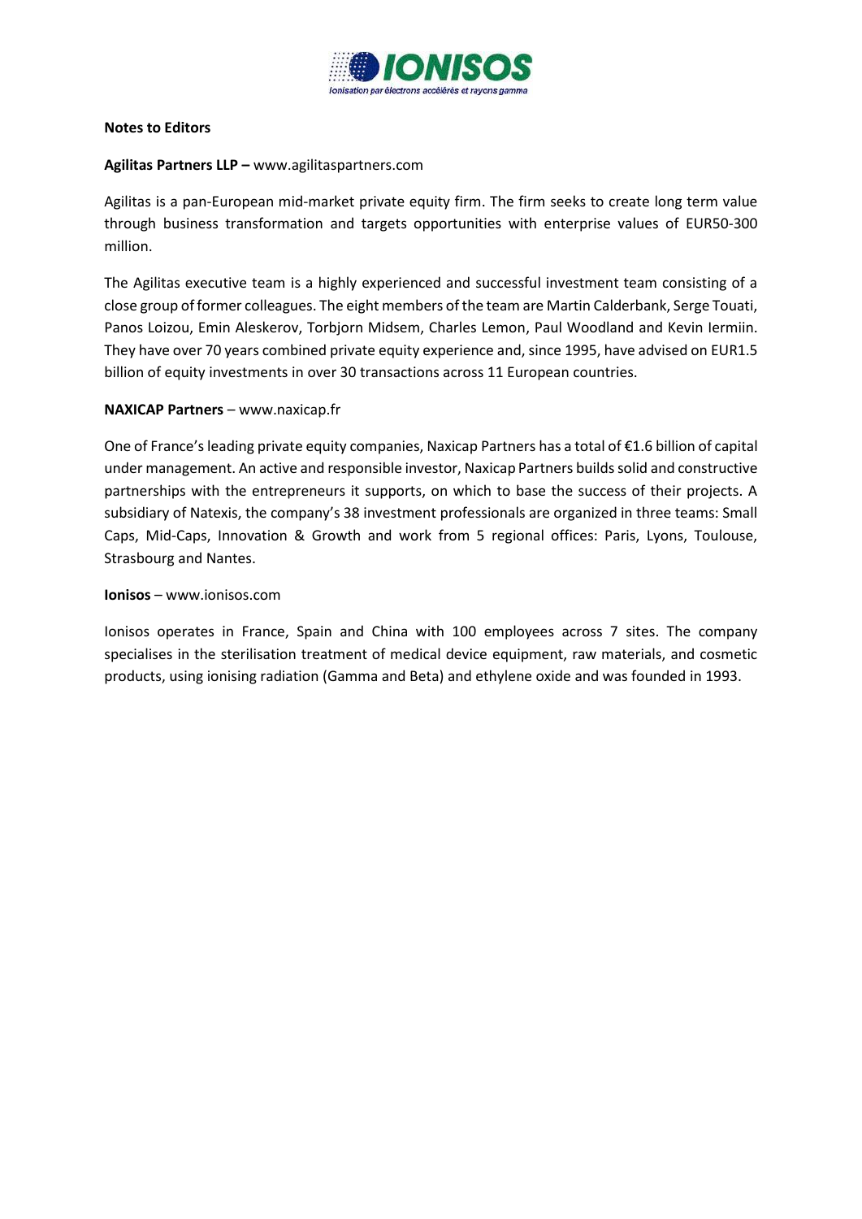**Notes to Editors**

**Agilitas Partners LLP –** www.agilitaspartners.com

Agilitas is a pan-European mid-market private equity firm. The firm seeks to create long term value through business transformation and targets opportunities with enterprise values of EUR50-300 million.

The Agilitas executive team is a highly experienced and successful investment team consisting of a close group of former colleagues. The eight members of the team are Martin Calderbank, Serge Touati, Panos Loizou, Emin Aleskerov, Torbjorn Midsem, Charles Lemon, Paul Woodland and Kevin Iermiin. They have over 70 years combined private equity experience and, since 1995, have advised on EUR1.5 billion of equity investments in over 30 transactions across 11 European countries.

**NAXICAP Partners** – www.naxicap.fr

One of France's leading private equity companies, Naxicap Partners has a total of €1.6 billion of capital under management. An active and responsible investor, Naxicap Partners builds solid and constructive partnerships with the entrepreneurs it supports, on which to base the success of their projects. A subsidiary of Natexis, the company's 38 investment professionals are organized in three teams: Small Caps, Mid-Caps, Innovation & Growth and work from 5 regional offices: Paris, Lyons, Toulouse, Strasbourg and Nantes.

**Ionisos** – www.ionisos.com

Ionisos operates in France, Spain and China with 100 employees across 7 sites. The company specialises in the sterilisation treatment of medical device equipment, raw materials, and cosmetic products, using ionising radiation (Gamma and Beta) and ethylene oxide and was founded in 1993.